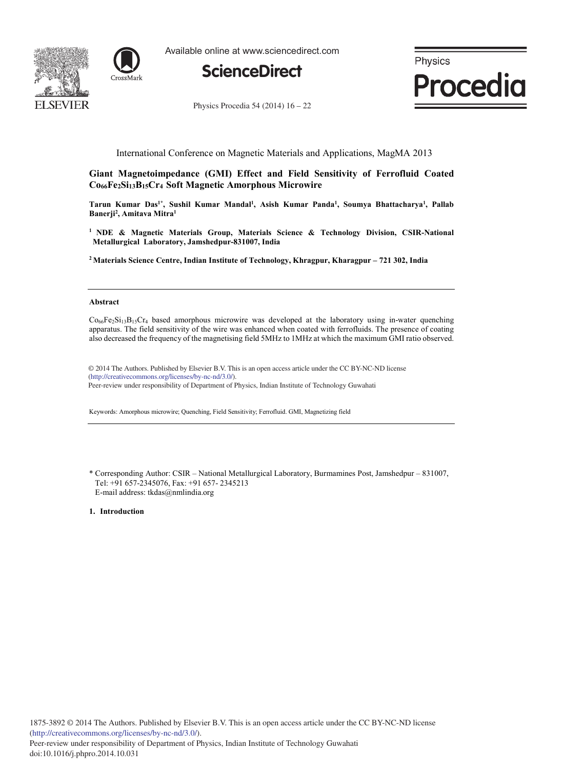International Conference on Magnetic Materials and Applications, MagMA 2013

# Giant Magnetoimpedance (GMI) Effect and Field Sensitivity of Ferrofluid Coated $Co_{66}Fe_2Si_{13}B_{15}Cr_4$ Soft Magnetic Amorphous Microwire

**Tarun Kumar Das[1*], Sushil Kumar Mandal[1], Asish Kumar Panda[1], Soumya Bhattacharya[1], Pallab Banerji[2], Amitava Mitra[1]**

[1] **NDE & Magnetic Materials Group, Materials Science & Technology Division, CSIR-National Metallurgical Laboratory, Jamshedpur-831007, India**

[2] **Materials Science Centre, Indian Institute of Technology, Khragpur, Kharagpur – 721 302, India**

---

## Abstract

$Co_{66}Fe_2Si_{13}B_{15}Cr_4$ based amorphous microwire was developed at the laboratory using in-water quenching apparatus. The field sensitivity of the wire was enhanced when coated with ferrofluids. The presence of coating also decreased the frequency of the magnetising field 5MHz to 1MHz at which the maximum GMI ratio observed.

© 2014 The Authors. Published by Elsevier B.V. This is an open access article under the CC BY-NC-ND license (http://creativecommons.org/licenses/by-nc-nd/3.0/).
Peer-review under responsibility of Department of Physics, Indian Institute of Technology Guwahati

Keywords: Amorphous microwire; Quenching, Field Sensitivity; Ferrofluid. GMI, Magnetizing field

---

\* Corresponding Author: CSIR – National Metallurgical Laboratory, Burmamines Post, Jamshedpur – 831007, Tel: +91 657-2345076, Fax: +91 657- 2345213
E-mail address: tkdas@nmlindia.org

## 1. Introduction

1875-3892 © 2014 The Authors. Published by Elsevier B.V. This is an open access article under the CC BY-NC-ND license (http://creativecommons.org/licenses/by-nc-nd/3.0/).
Peer-review under responsibility of Department of Physics, Indian Institute of Technology Guwahati
doi:10.1016/j.phpro.2014.10.031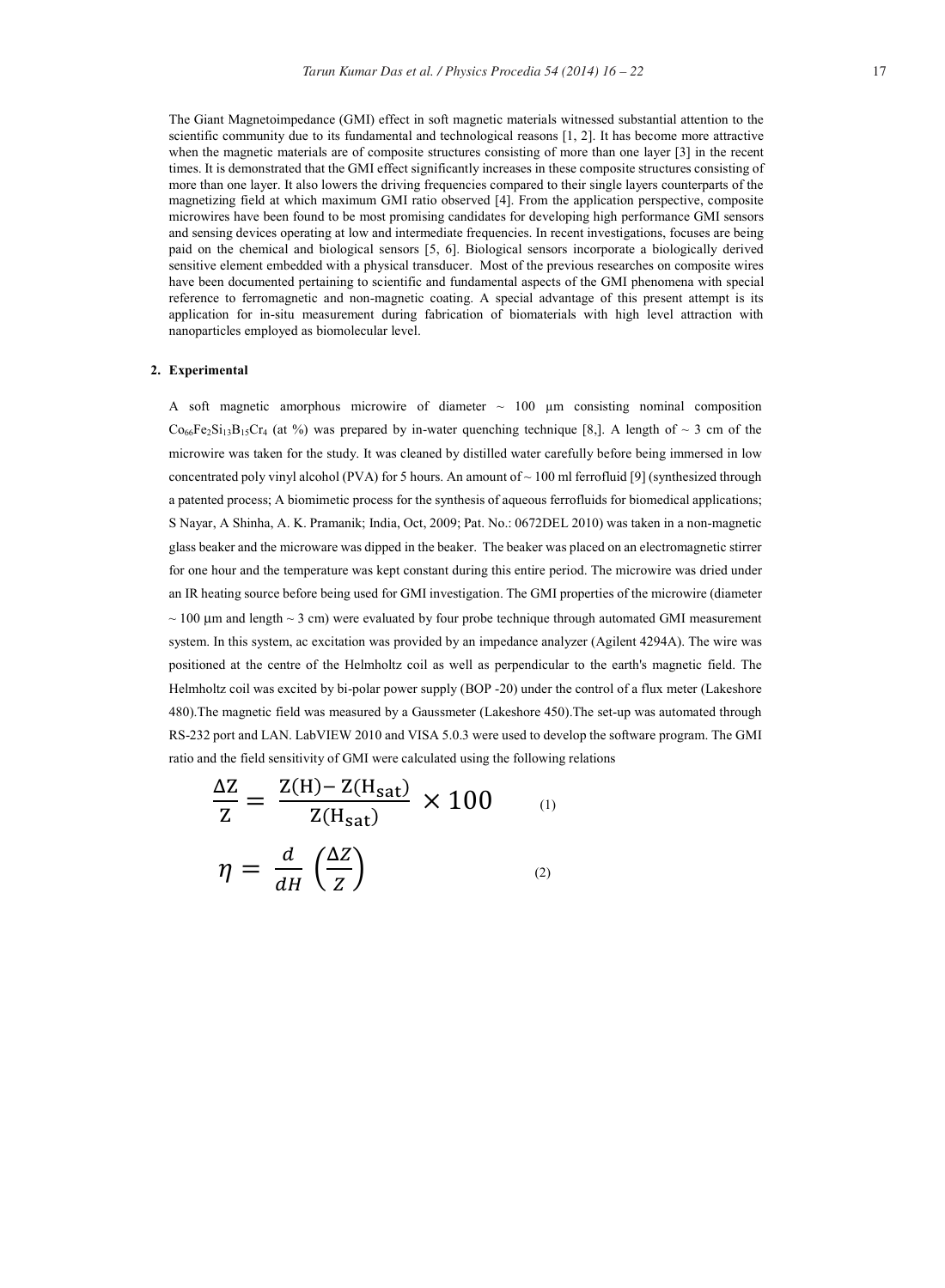The Giant Magnetoimpedance (GMI) effect in soft magnetic materials witnessed substantial attention to the scientific community due to its fundamental and technological reasons [1, 2]. It has become more attractive when the magnetic materials are of composite structures consisting of more than one layer [3] in the recent times. It is demonstrated that the GMI effect significantly increases in these composite structures consisting of more than one layer. It also lowers the driving frequencies compared to their single layers counterparts of the magnetizing field at which maximum GMI ratio observed [4]. From the application perspective, composite microwires have been found to be most promising candidates for developing high performance GMI sensors and sensing devices operating at low and intermediate frequencies. In recent investigations, focuses are being paid on the chemical and biological sensors [5, 6]. Biological sensors incorporate a biologically derived sensitive element embedded with a physical transducer. Most of the previous researches on composite wires have been documented pertaining to scientific and fundamental aspects of the GMI phenomena with special reference to ferromagnetic and non-magnetic coating. A special advantage of this present attempt is its application for in-situ measurement during fabrication of biomaterials with high level attraction with nanoparticles employed as biomolecular level.

## 2. Experimental

A soft magnetic amorphous microwire of diameter ~ 100 μm consisting nominal composition $Co_{66}Fe_{2}Si_{13}B_{15}Cr_{4}$ (at %) was prepared by in-water quenching technique [8,]. A length of ~ 3 cm of the microwire was taken for the study. It was cleaned by distilled water carefully before being immersed in low concentrated poly vinyl alcohol (PVA) for 5 hours. An amount of ~ 100 ml ferrofluid [9] (synthesized through a patented process; A biomimetic process for the synthesis of aqueous ferrofluids for biomedical applications; S Nayar, A Shinha, A. K. Pramanik; India, Oct, 2009; Pat. No.: 0672DEL 2010) was taken in a non-magnetic glass beaker and the microware was dipped in the beaker. The beaker was placed on an electromagnetic stirrer for one hour and the temperature was kept constant during this entire period. The microwire was dried under an IR heating source before being used for GMI investigation. The GMI properties of the microwire (diameter ~ 100 μm and length ~ 3 cm) were evaluated by four probe technique through automated GMI measurement system. In this system, ac excitation was provided by an impedance analyzer (Agilent 4294A). The wire was positioned at the centre of the Helmholtz coil as well as perpendicular to the earth's magnetic field. The Helmholtz coil was excited by bi-polar power supply (BOP -20) under the control of a flux meter (Lakeshore 480).The magnetic field was measured by a Gaussmeter (Lakeshore 450).The set-up was automated through RS-232 port and LAN. LabVIEW 2010 and VISA 5.0.3 were used to develop the software program. The GMI ratio and the field sensitivity of GMI were calculated using the following relations

$$\frac{\Delta Z}{Z} = \frac{Z(H) - Z(H_{sat})}{Z(H_{sat})} \times 100 \tag{1}$$

$$\eta = \frac{d}{dH}\left(\frac{\Delta Z}{Z}\right) \tag{2}$$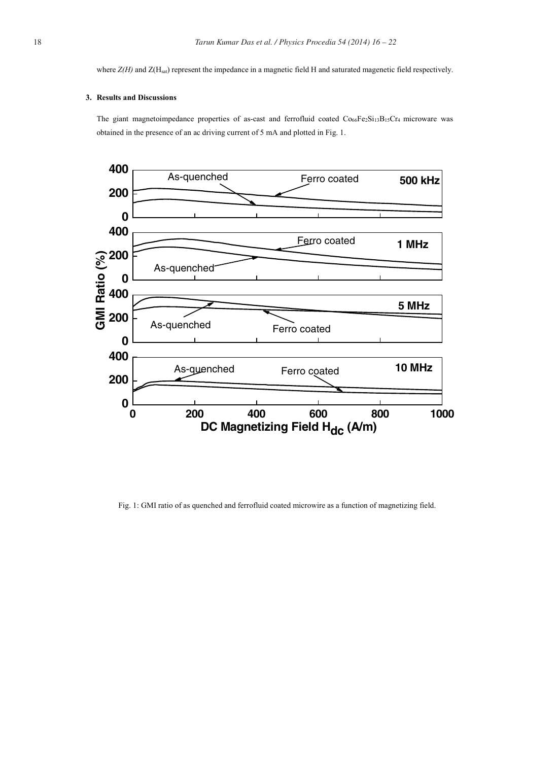where $Z(H)$ and $Z(H_{sat})$ represent the impedance in a magnetic field H and saturated magenetic field respectively.

### 3. Results and Discussions

The giant magnetoimpedance properties of as-cast and ferrofluid coated $Co_{66}Fe_2Si_{13}B_{15}Cr_4$ microware was obtained in the presence of an ac driving current of 5 mA and plotted in Fig. 1.

Fig. 1: GMI ratio of as quenched and ferrofluid coated microwire as a function of magnetizing field.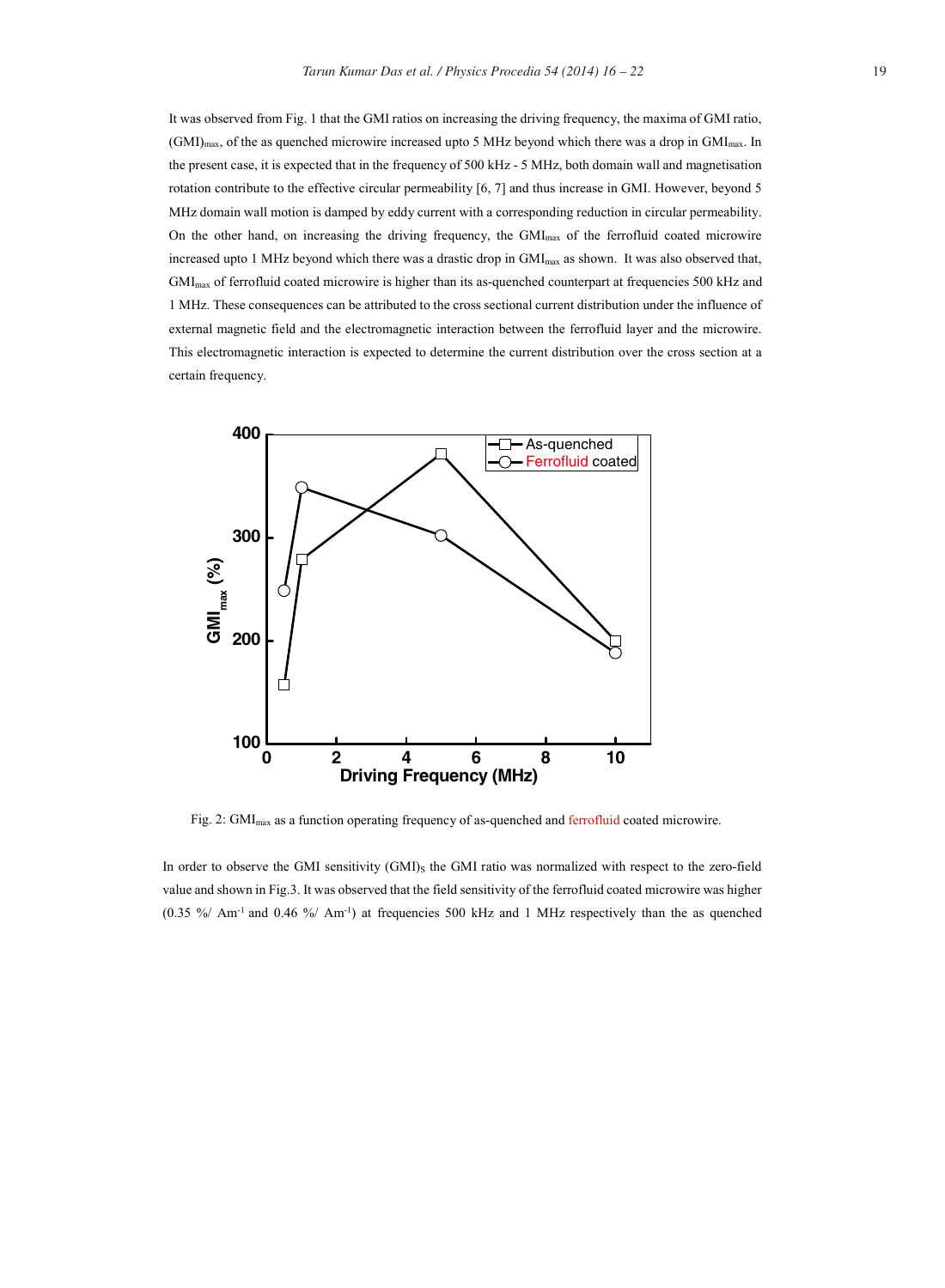It was observed from Fig. 1 that the GMI ratios on increasing the driving frequency, the maxima of GMI ratio, $(GMI)_{max}$, of the as quenched microwire increased upto 5 MHz beyond which there was a drop in $GMI_{max}$. In the present case, it is expected that in the frequency of 500 kHz - 5 MHz, both domain wall and magnetisation rotation contribute to the effective circular permeability [6, 7] and thus increase in GMI. However, beyond 5 MHz domain wall motion is damped by eddy current with a corresponding reduction in circular permeability. On the other hand, on increasing the driving frequency, the $GMI_{max}$ of the ferrofluid coated microwire increased upto 1 MHz beyond which there was a drastic drop in $GMI_{max}$ as shown. It was also observed that, $GMI_{max}$ of ferrofluid coated microwire is higher than its as-quenched counterpart at frequencies 500 kHz and 1 MHz. These consequences can be attributed to the cross sectional current distribution under the influence of external magnetic field and the electromagnetic interaction between the ferrofluid layer and the microwire. This electromagnetic interaction is expected to determine the current distribution over the cross section at a certain frequency.

Fig. 2: $GMI_{max}$ as a function operating frequency of as-quenched and ferrofluid coated microwire.

In order to observe the GMI sensitivity $(GMI)_S$ the GMI ratio was normalized with respect to the zero-field value and shown in Fig.3. It was observed that the field sensitivity of the ferrofluid coated microwire was higher (0.35 %/ $Am^{-1}$ and 0.46 %/ $Am^{-1}$) at frequencies 500 kHz and 1 MHz respectively than the as quenched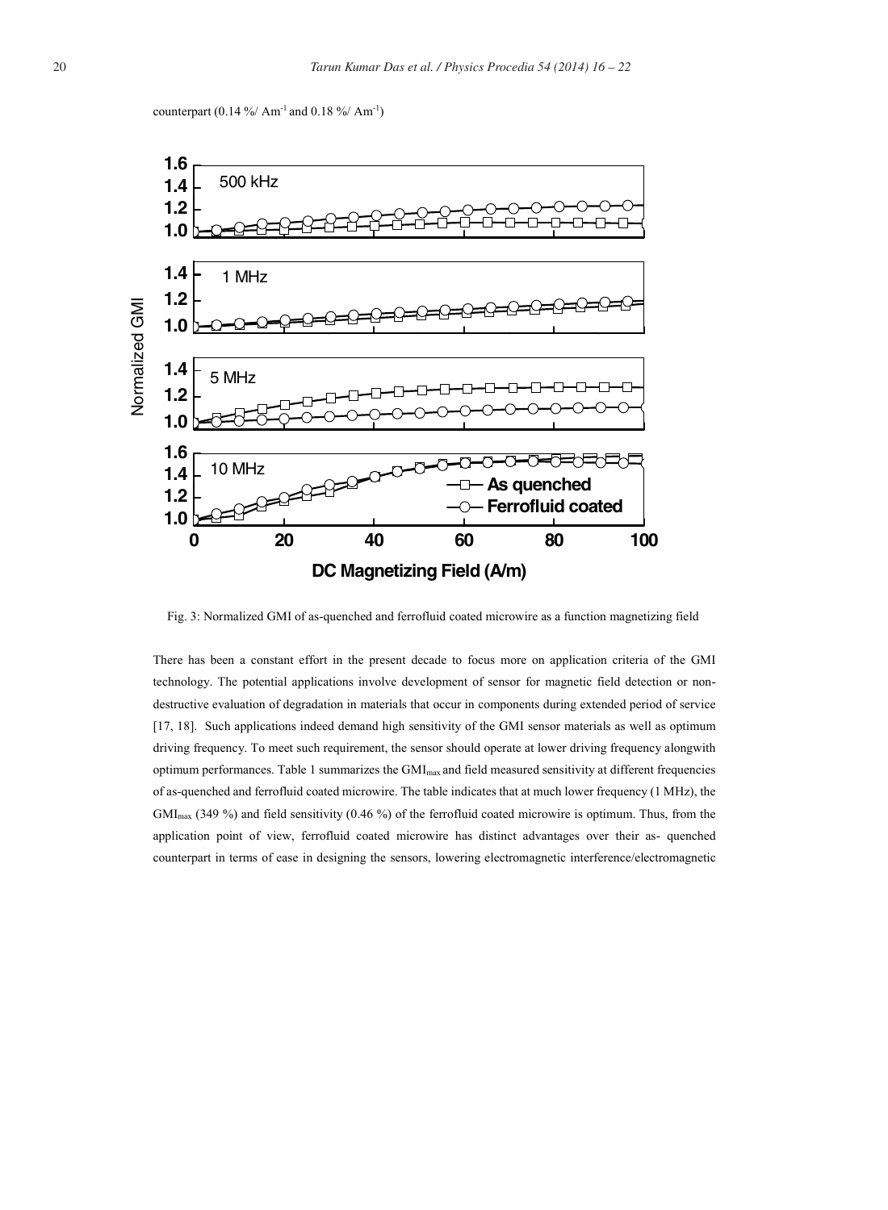counterpart (0.14 %/ $Am^{-1}$ and 0.18 %/ $Am^{-1}$)

Fig. 3: Normalized GMI of as-quenched and ferrofluid coated microwire as a function magnetizing field

There has been a constant effort in the present decade to focus more on application criteria of the GMI technology. The potential applications involve development of sensor for magnetic field detection or non-destructive evaluation of degradation in materials that occur in components during extended period of service [17, 18]. Such applications indeed demand high sensitivity of the GMI sensor materials as well as optimum driving frequency. To meet such requirement, the sensor should operate at lower driving frequency alongwith optimum performances. Table 1 summarizes the $GMI_{max}$ and field measured sensitivity at different frequencies of as-quenched and ferrofluid coated microwire. The table indicates that at much lower frequency (1 MHz), the $GMI_{max}$ (349 %) and field sensitivity (0.46 %) of the ferrofluid coated microwire is optimum. Thus, from the application point of view, ferrofluid coated microwire has distinct advantages over their as- quenched counterpart in terms of ease in designing the sensors, lowering electromagnetic interference/electromagnetic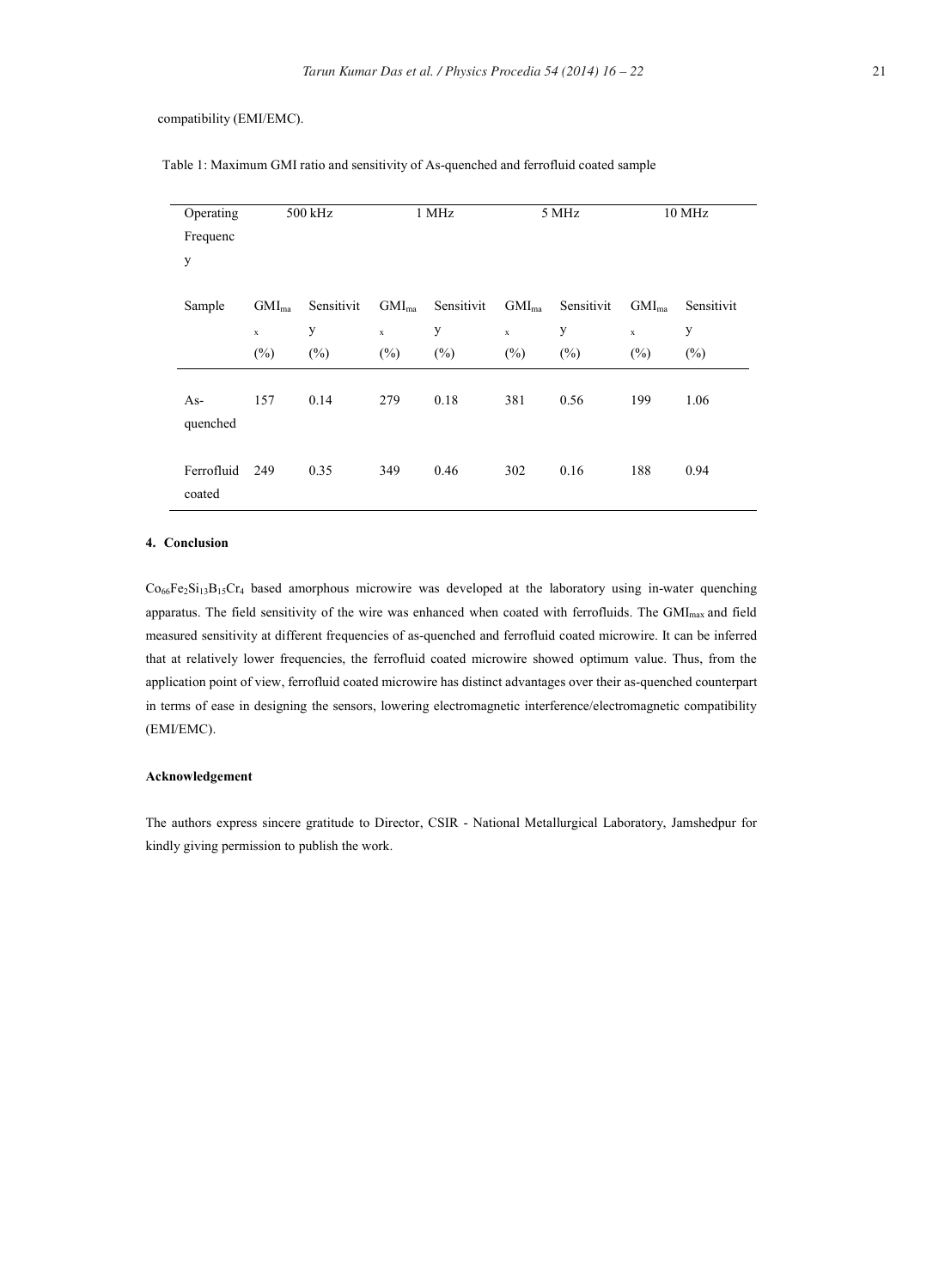compatibility (EMI/EMC).

Table 1: Maximum GMI ratio and sensitivity of As-quenched and ferrofluid coated sample

| Operating Frequency | 500 kHz | | 1 MHz | | 5 MHz | | 10 MHz | |
|---|---|---|---|---|---|---|---|---|
| Sample | $GMI_{max}$ (%) | Sensitivity (%) | $GMI_{max}$ (%) | Sensitivity (%) | $GMI_{max}$ (%) | Sensitivity (%) | $GMI_{max}$ (%) | Sensitivity (%) |
| As-quenched | 157 | 0.14 | 279 | 0.18 | 381 | 0.56 | 199 | 1.06 |
| Ferrofluid coated | 249 | 0.35 | 349 | 0.46 | 302 | 0.16 | 188 | 0.94 |

## 4. Conclusion

$Co_{66}Fe_2Si_{13}B_{15}Cr_4$ based amorphous microwire was developed at the laboratory using in-water quenching apparatus. The field sensitivity of the wire was enhanced when coated with ferrofluids. The $GMI_{max}$ and field measured sensitivity at different frequencies of as-quenched and ferrofluid coated microwire. It can be inferred that at relatively lower frequencies, the ferrofluid coated microwire showed optimum value. Thus, from the application point of view, ferrofluid coated microwire has distinct advantages over their as-quenched counterpart in terms of ease in designing the sensors, lowering electromagnetic interference/electromagnetic compatibility (EMI/EMC).

## Acknowledgement

The authors express sincere gratitude to Director, CSIR - National Metallurgical Laboratory, Jamshedpur for kindly giving permission to publish the work.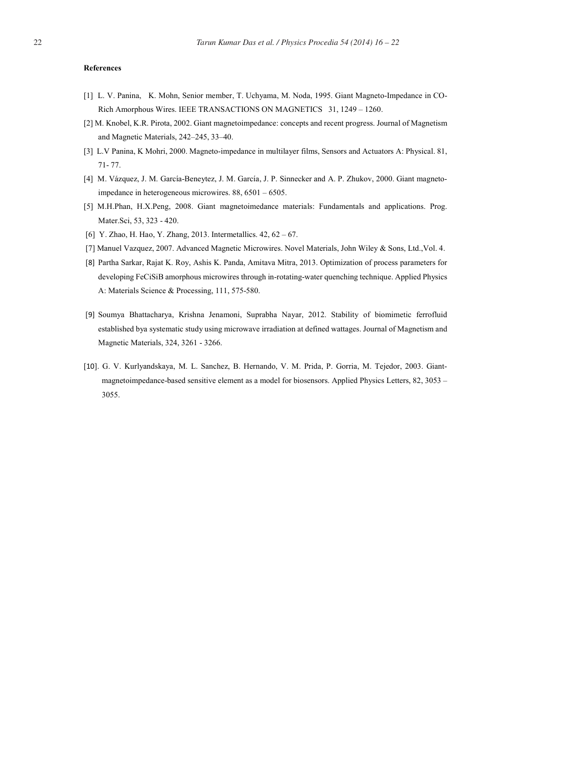**References**

[1] L. V. Panina, K. Mohn, Senior member, T. Uchyama, M. Noda, 1995. Giant Magneto-Impedance in CO-Rich Amorphous Wires. IEEE TRANSACTIONS ON MAGNETICS 31, 1249 – 1260.

[2] M. Knobel, K.R. Pirota, 2002. Giant magnetoimpedance: concepts and recent progress. Journal of Magnetism and Magnetic Materials, 242–245, 33–40.

[3] L.V Panina, K Mohri, 2000. Magneto-impedance in multilayer films, Sensors and Actuators A: Physical. 81, 71- 77.

[4] M. Vázquez, J. M. García-Beneytez, J. M. García, J. P. Sinnecker and A. P. Zhukov, 2000. Giant magneto-impedance in heterogeneous microwires. 88, 6501 – 6505.

[5] M.H.Phan, H.X.Peng, 2008. Giant magnetoimedance materials: Fundamentals and applications. Prog. Mater.Sci, 53, 323 - 420.

[6] Y. Zhao, H. Hao, Y. Zhang, 2013. Intermetallics. 42, 62 – 67.

[7] Manuel Vazquez, 2007. Advanced Magnetic Microwires. Novel Materials, John Wiley & Sons, Ltd.,Vol. 4.

[8] Partha Sarkar, Rajat K. Roy, Ashis K. Panda, Amitava Mitra, 2013. Optimization of process parameters for developing FeCiSiB amorphous microwires through in-rotating-water quenching technique. Applied Physics A: Materials Science & Processing, 111, 575-580.

[9] Soumya Bhattacharya, Krishna Jenamoni, Suprabha Nayar, 2012. Stability of biomimetic ferrofluid established bya systematic study using microwave irradiation at defined wattages. Journal of Magnetism and Magnetic Materials, 324, 3261 - 3266.

[10]. G. V. Kurlyandskaya, M. L. Sanchez, B. Hernando, V. M. Prida, P. Gorria, M. Tejedor, 2003. Giant-magnetoimpedance-based sensitive element as a model for biosensors. Applied Physics Letters, 82, 3053 – 3055.